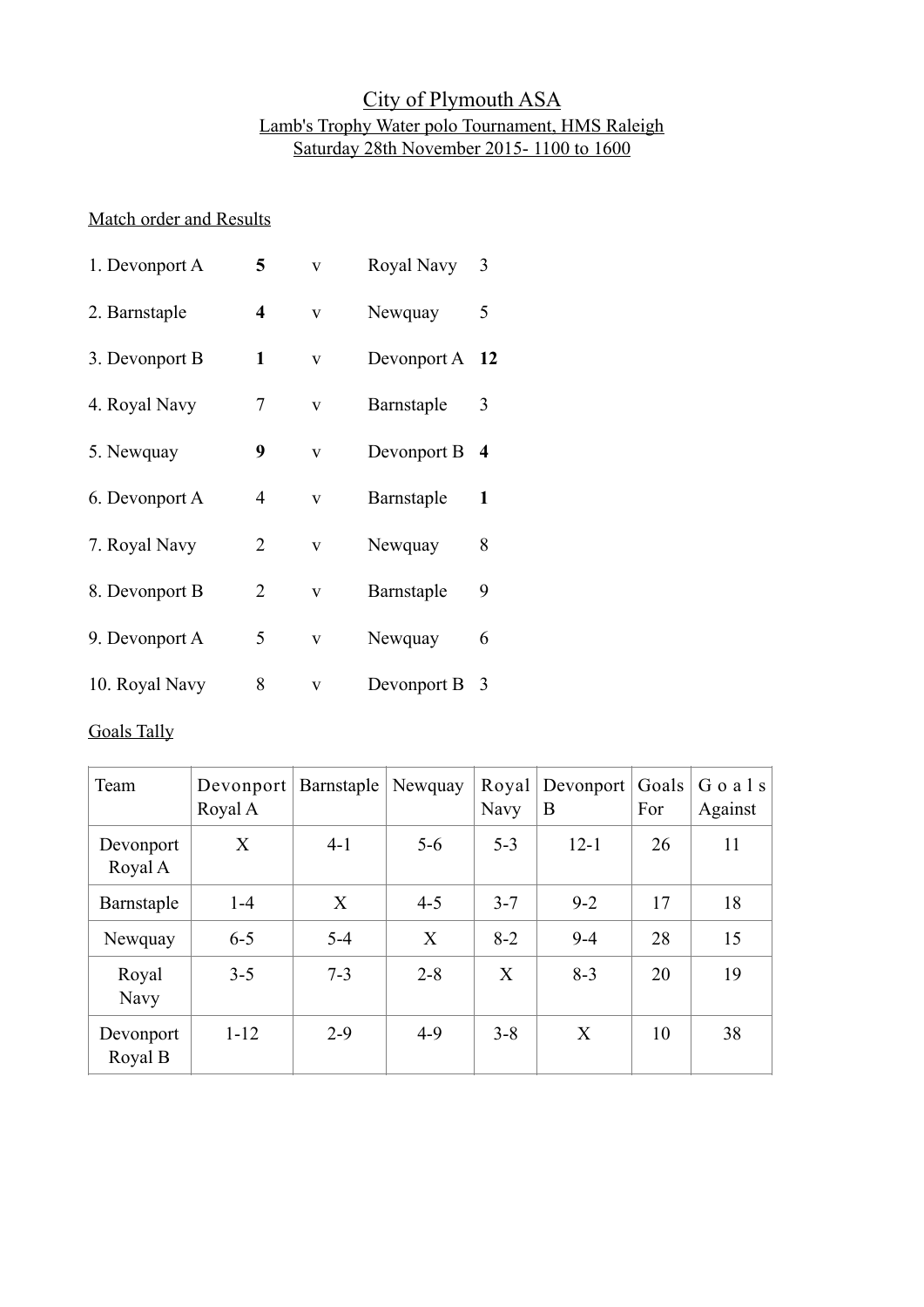# City of Plymouth ASA

## Lamb's Trophy Water polo Tournament, HMS Raleigh

## Saturday 28th November 2015- 1100 to 1600

Match order and Results

1. Devonport A **5** v Royal Navy 3
2. Barnstaple **4** v Newquay 5
3. Devonport B **1** v Devonport A **12**
4. Royal Navy 7 v Barnstaple 3
5. Newquay **9** v Devonport B **4**
6. Devonport A 4 v Barnstaple **1**
7. Royal Navy 2 v Newquay 8
8. Devonport B 2 v Barnstaple 9
9. Devonport A 5 v Newquay 6
10. Royal Navy 8 v Devonport B 3

Goals Tally

| Team | Devonport Royal A | Barnstaple | Newquay | Royal Navy | Devonport B | Goals For | Goals Against |
|---|---|---|---|---|---|---|---|
| Devonport Royal A | X | 4-1 | 5-6 | 5-3 | 12-1 | 26 | 11 |
| Barnstaple | 1-4 | X | 4-5 | 3-7 | 9-2 | 17 | 18 |
| Newquay | 6-5 | 5-4 | X | 8-2 | 9-4 | 28 | 15 |
| Royal Navy | 3-5 | 7-3 | 2-8 | X | 8-3 | 20 | 19 |
| Devonport Royal B | 1-12 | 2-9 | 4-9 | 3-8 | X | 10 | 38 |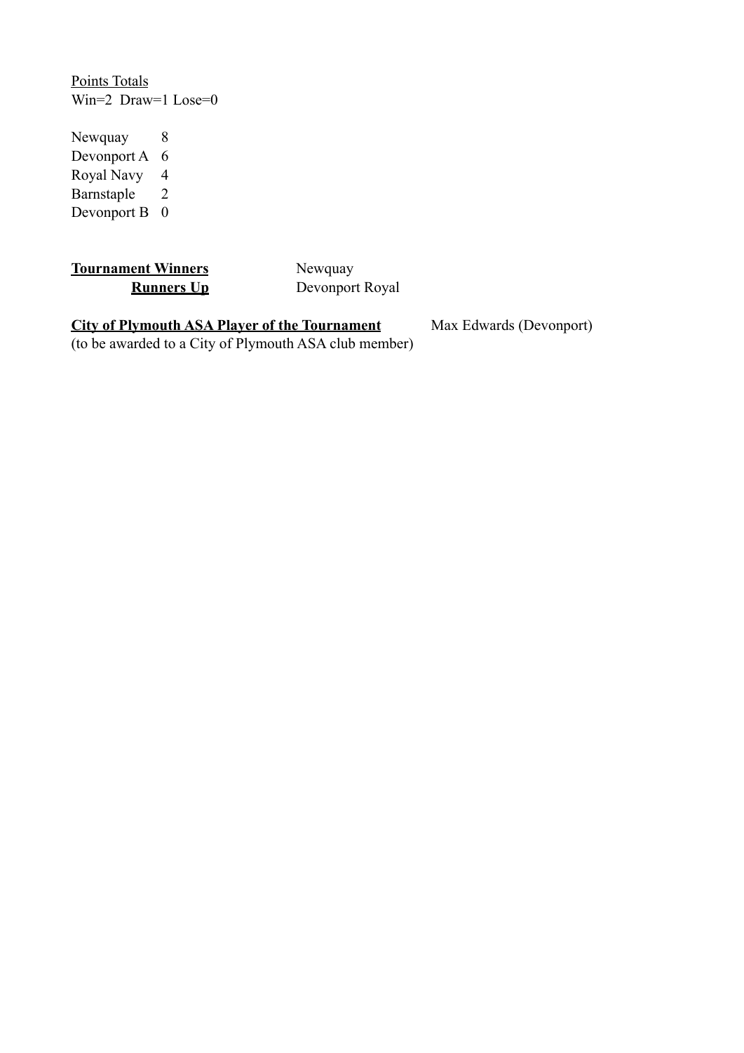Points Totals

Win=2 Draw=1 Lose=0

| | |
|---|---|
| Newquay | 8 |
| Devonport A | 6 |
| Royal Navy | 4 |
| Barnstaple | 2 |
| Devonport B | 0 |

**Tournament Winners** Newquay

**Runners Up** Devonport Royal

**City of Plymouth ASA Player of the Tournament** Max Edwards (Devonport)

(to be awarded to a City of Plymouth ASA club member)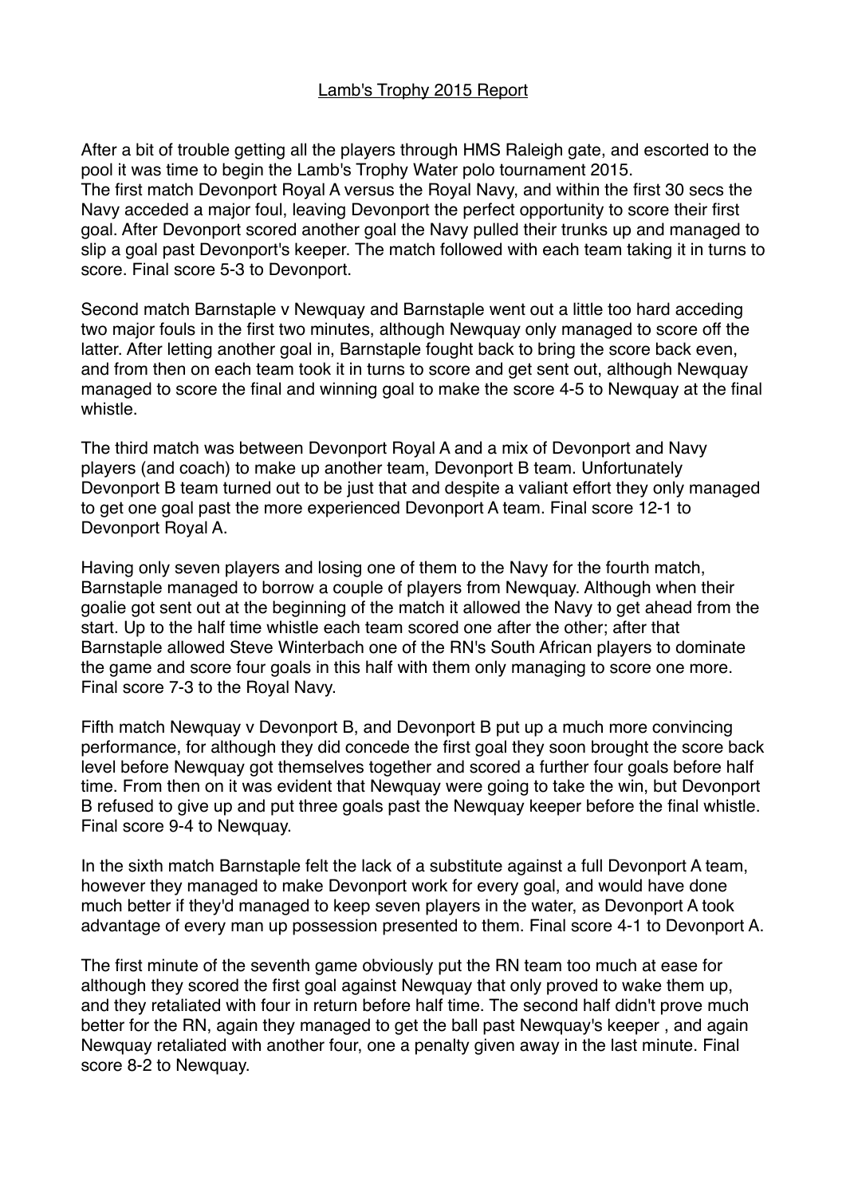# Lamb's Trophy 2015 Report

After a bit of trouble getting all the players through HMS Raleigh gate, and escorted to the pool it was time to begin the Lamb's Trophy Water polo tournament 2015.
The first match Devonport Royal A versus the Royal Navy, and within the first 30 secs the Navy acceded a major foul, leaving Devonport the perfect opportunity to score their first goal. After Devonport scored another goal the Navy pulled their trunks up and managed to slip a goal past Devonport's keeper. The match followed with each team taking it in turns to score. Final score 5-3 to Devonport.

Second match Barnstaple v Newquay and Barnstaple went out a little too hard acceding two major fouls in the first two minutes, although Newquay only managed to score off the latter. After letting another goal in, Barnstaple fought back to bring the score back even, and from then on each team took it in turns to score and get sent out, although Newquay managed to score the final and winning goal to make the score 4-5 to Newquay at the final whistle.

The third match was between Devonport Royal A and a mix of Devonport and Navy players (and coach) to make up another team, Devonport B team. Unfortunately Devonport B team turned out to be just that and despite a valiant effort they only managed to get one goal past the more experienced Devonport A team. Final score 12-1 to Devonport Royal A.

Having only seven players and losing one of them to the Navy for the fourth match, Barnstaple managed to borrow a couple of players from Newquay. Although when their goalie got sent out at the beginning of the match it allowed the Navy to get ahead from the start. Up to the half time whistle each team scored one after the other; after that Barnstaple allowed Steve Winterbach one of the RN's South African players to dominate the game and score four goals in this half with them only managing to score one more. Final score 7-3 to the Royal Navy.

Fifth match Newquay v Devonport B, and Devonport B put up a much more convincing performance, for although they did concede the first goal they soon brought the score back level before Newquay got themselves together and scored a further four goals before half time. From then on it was evident that Newquay were going to take the win, but Devonport B refused to give up and put three goals past the Newquay keeper before the final whistle. Final score 9-4 to Newquay.

In the sixth match Barnstaple felt the lack of a substitute against a full Devonport A team, however they managed to make Devonport work for every goal, and would have done much better if they'd managed to keep seven players in the water, as Devonport A took advantage of every man up possession presented to them. Final score 4-1 to Devonport A.

The first minute of the seventh game obviously put the RN team too much at ease for although they scored the first goal against Newquay that only proved to wake them up, and they retaliated with four in return before half time. The second half didn't prove much better for the RN, again they managed to get the ball past Newquay's keeper , and again Newquay retaliated with another four, one a penalty given away in the last minute. Final score 8-2 to Newquay.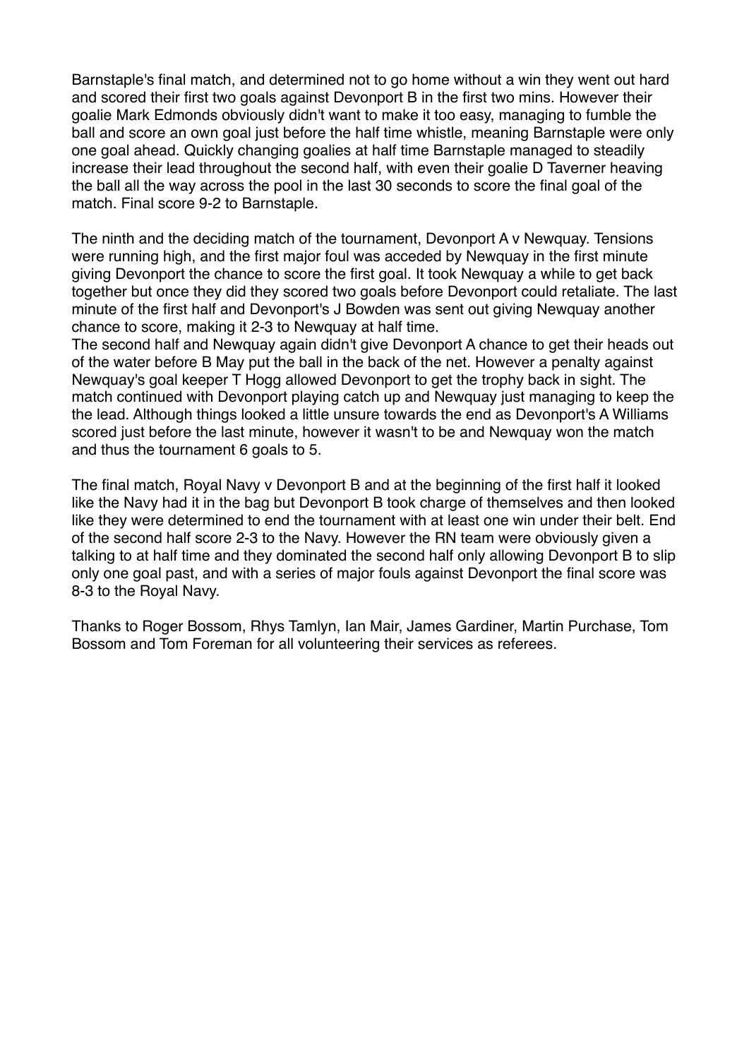Barnstaple's final match, and determined not to go home without a win they went out hard and scored their first two goals against Devonport B in the first two mins. However their goalie Mark Edmonds obviously didn't want to make it too easy, managing to fumble the ball and score an own goal just before the half time whistle, meaning Barnstaple were only one goal ahead. Quickly changing goalies at half time Barnstaple managed to steadily increase their lead throughout the second half, with even their goalie D Taverner heaving the ball all the way across the pool in the last 30 seconds to score the final goal of the match. Final score 9-2 to Barnstaple.

The ninth and the deciding match of the tournament, Devonport A v Newquay. Tensions were running high, and the first major foul was acceded by Newquay in the first minute giving Devonport the chance to score the first goal. It took Newquay a while to get back together but once they did they scored two goals before Devonport could retaliate. The last minute of the first half and Devonport's J Bowden was sent out giving Newquay another chance to score, making it 2-3 to Newquay at half time.
The second half and Newquay again didn't give Devonport A chance to get their heads out of the water before B May put the ball in the back of the net. However a penalty against Newquay's goal keeper T Hogg allowed Devonport to get the trophy back in sight. The match continued with Devonport playing catch up and Newquay just managing to keep the the lead. Although things looked a little unsure towards the end as Devonport's A Williams scored just before the last minute, however it wasn't to be and Newquay won the match and thus the tournament 6 goals to 5.

The final match, Royal Navy v Devonport B and at the beginning of the first half it looked like the Navy had it in the bag but Devonport B took charge of themselves and then looked like they were determined to end the tournament with at least one win under their belt. End of the second half score 2-3 to the Navy. However the RN team were obviously given a talking to at half time and they dominated the second half only allowing Devonport B to slip only one goal past, and with a series of major fouls against Devonport the final score was 8-3 to the Royal Navy.

Thanks to Roger Bossom, Rhys Tamlyn, Ian Mair, James Gardiner, Martin Purchase, Tom Bossom and Tom Foreman for all volunteering their services as referees.